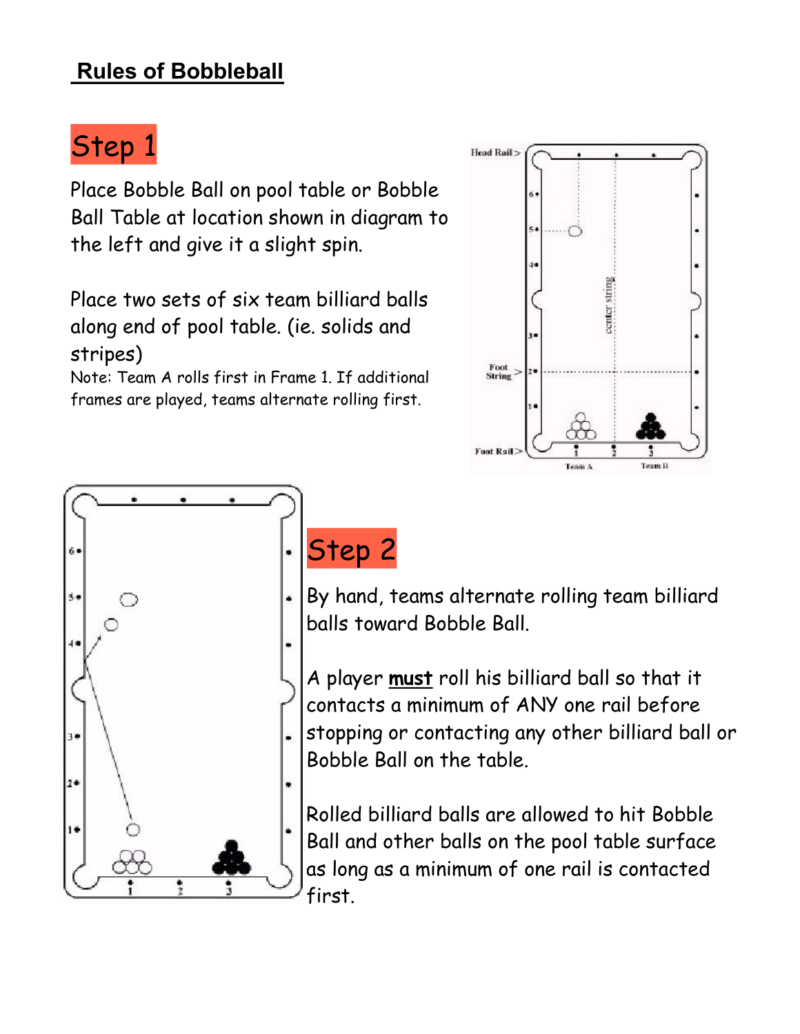# Rules of Bobbleball

## Step 1

Place Bobble Ball on pool table or Bobble Ball Table at location shown in diagram to the left and give it a slight spin.

Place two sets of six team billiard balls along end of pool table. (ie. solids and stripes)

Note: Team A rolls first in Frame 1. If additional frames are played, teams alternate rolling first.

## Step 2

By hand, teams alternate rolling team billiard balls toward Bobble Ball.

A player **must** roll his billiard ball so that it contacts a minimum of ANY one rail before stopping or contacting any other billiard ball or Bobble Ball on the table.

Rolled billiard balls are allowed to hit Bobble Ball and other balls on the pool table surface as long as a minimum of one rail is contacted first.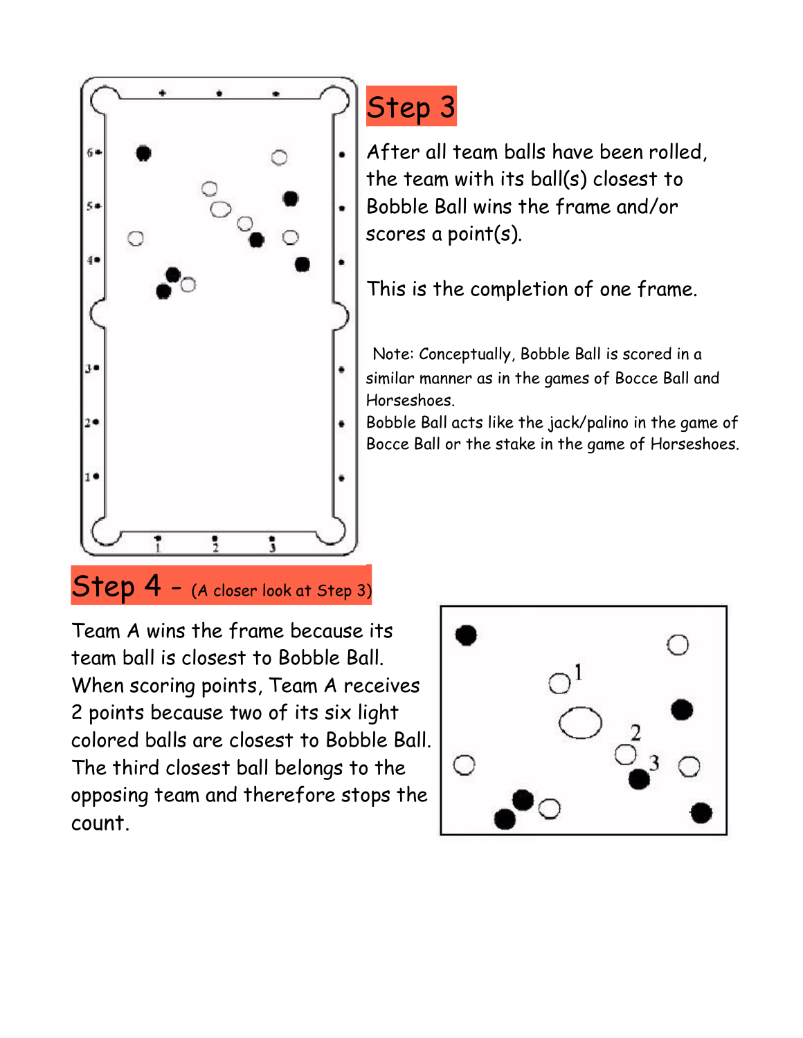## Step 3

After all team balls have been rolled, the team with its ball(s) closest to Bobble Ball wins the frame and/or scores a point(s).

This is the completion of one frame.

Note: Conceptually, Bobble Ball is scored in a similar manner as in the games of Bocce Ball and Horseshoes.
Bobble Ball acts like the jack/palino in the game of Bocce Ball or the stake in the game of Horseshoes.

## Step 4 - (A closer look at Step 3)

Team A wins the frame because its team ball is closest to Bobble Ball. When scoring points, Team A receives 2 points because two of its six light colored balls are closest to Bobble Ball. The third closest ball belongs to the opposing team and therefore stops the count.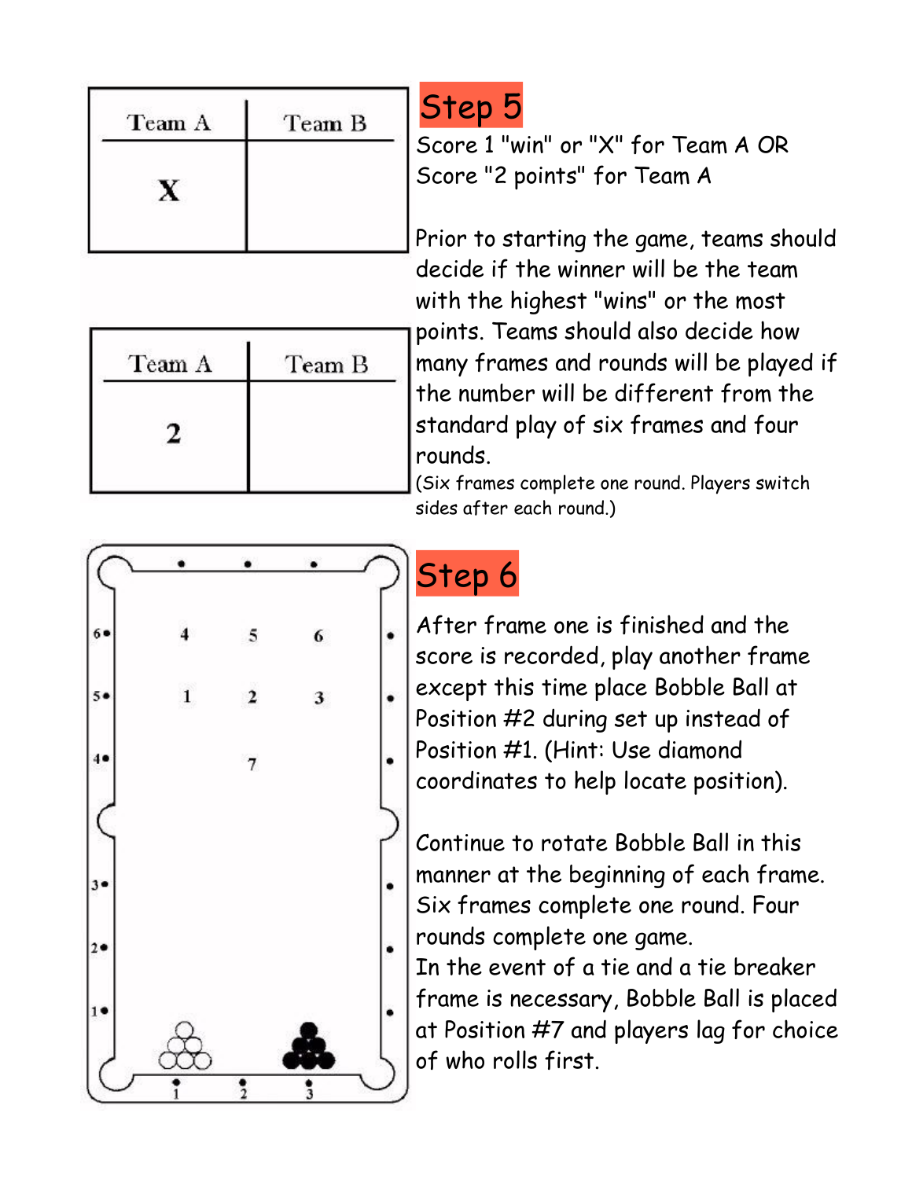| Team A | Team B |
| --- | --- |
| X | |

| Team A | Team B |
| --- | --- |
| 2 | |

## Step 5

Score 1 "win" or "X" for Team A OR
Score "2 points" for Team A

Prior to starting the game, teams should decide if the winner will be the team with the highest "wins" or the most points. Teams should also decide how many frames and rounds will be played if the number will be different from the standard play of six frames and four rounds.

(Six frames complete one round. Players switch sides after each round.)

## Step 6

After frame one is finished and the score is recorded, play another frame except this time place Bobble Ball at Position #2 during set up instead of Position #1. (Hint: Use diamond coordinates to help locate position).

Continue to rotate Bobble Ball in this manner at the beginning of each frame. Six frames complete one round. Four rounds complete one game.

In the event of a tie and a tie breaker frame is necessary, Bobble Ball is placed at Position #7 and players lag for choice of who rolls first.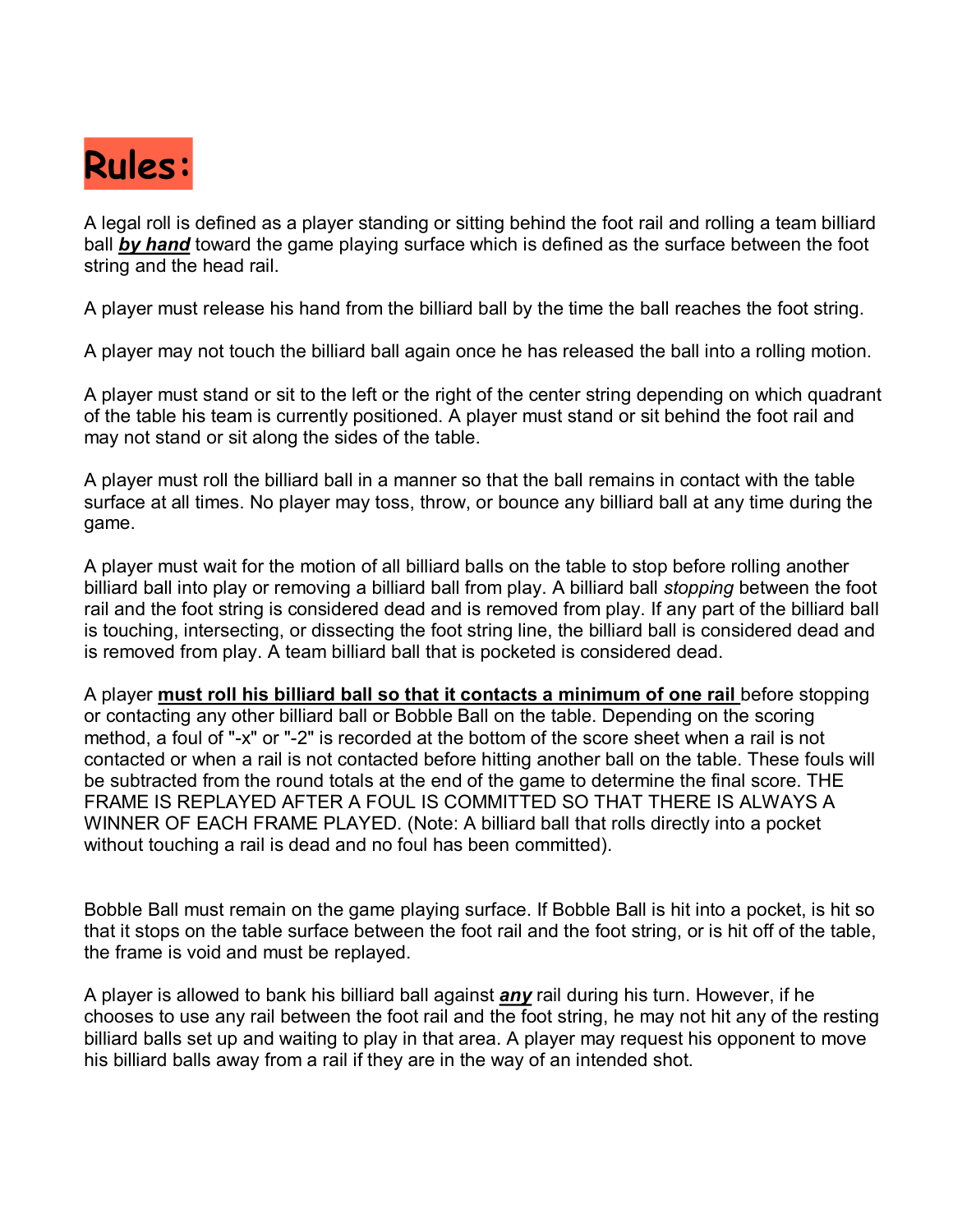# Rules:

A legal roll is defined as a player standing or sitting behind the foot rail and rolling a team billiard ball ***by hand*** toward the game playing surface which is defined as the surface between the foot string and the head rail.

A player must release his hand from the billiard ball by the time the ball reaches the foot string.

A player may not touch the billiard ball again once he has released the ball into a rolling motion.

A player must stand or sit to the left or the right of the center string depending on which quadrant of the table his team is currently positioned. A player must stand or sit behind the foot rail and may not stand or sit along the sides of the table.

A player must roll the billiard ball in a manner so that the ball remains in contact with the table surface at all times. No player may toss, throw, or bounce any billiard ball at any time during the game.

A player must wait for the motion of all billiard balls on the table to stop before rolling another billiard ball into play or removing a billiard ball from play. A billiard ball *stopping* between the foot rail and the foot string is considered dead and is removed from play. If any part of the billiard ball is touching, intersecting, or dissecting the foot string line, the billiard ball is considered dead and is removed from play. A team billiard ball that is pocketed is considered dead.

A player **must roll his billiard ball so that it contacts a minimum of one rail** before stopping or contacting any other billiard ball or Bobble Ball on the table. Depending on the scoring method, a foul of "-x" or "-2" is recorded at the bottom of the score sheet when a rail is not contacted or when a rail is not contacted before hitting another ball on the table. These fouls will be subtracted from the round totals at the end of the game to determine the final score. THE FRAME IS REPLAYED AFTER A FOUL IS COMMITTED SO THAT THERE IS ALWAYS A WINNER OF EACH FRAME PLAYED. (Note: A billiard ball that rolls directly into a pocket without touching a rail is dead and no foul has been committed).

Bobble Ball must remain on the game playing surface. If Bobble Ball is hit into a pocket, is hit so that it stops on the table surface between the foot rail and the foot string, or is hit off of the table, the frame is void and must be replayed.

A player is allowed to bank his billiard ball against ***any*** rail during his turn. However, if he chooses to use any rail between the foot rail and the foot string, he may not hit any of the resting billiard balls set up and waiting to play in that area. A player may request his opponent to move his billiard balls away from a rail if they are in the way of an intended shot.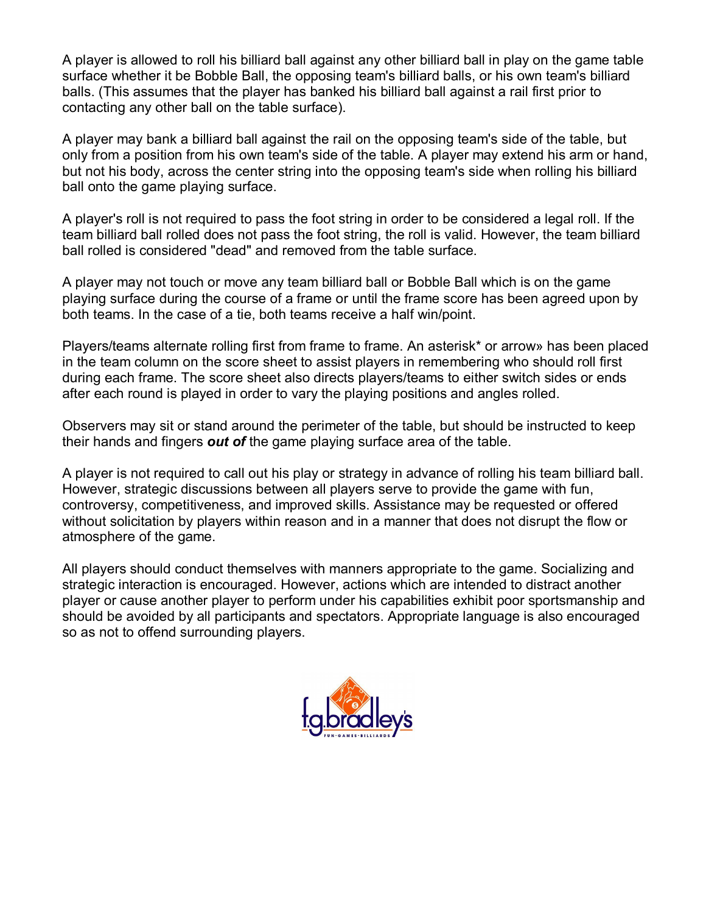A player is allowed to roll his billiard ball against any other billiard ball in play on the game table surface whether it be Bobble Ball, the opposing team's billiard balls, or his own team's billiard balls. (This assumes that the player has banked his billiard ball against a rail first prior to contacting any other ball on the table surface).

A player may bank a billiard ball against the rail on the opposing team's side of the table, but only from a position from his own team's side of the table. A player may extend his arm or hand, but not his body, across the center string into the opposing team's side when rolling his billiard ball onto the game playing surface.

A player's roll is not required to pass the foot string in order to be considered a legal roll. If the team billiard ball rolled does not pass the foot string, the roll is valid. However, the team billiard ball rolled is considered "dead" and removed from the table surface.

A player may not touch or move any team billiard ball or Bobble Ball which is on the game playing surface during the course of a frame or until the frame score has been agreed upon by both teams. In the case of a tie, both teams receive a half win/point.

Players/teams alternate rolling first from frame to frame. An asterisk* or arrow» has been placed in the team column on the score sheet to assist players in remembering who should roll first during each frame. The score sheet also directs players/teams to either switch sides or ends after each round is played in order to vary the playing positions and angles rolled.

Observers may sit or stand around the perimeter of the table, but should be instructed to keep their hands and fingers ***out of*** the game playing surface area of the table.

A player is not required to call out his play or strategy in advance of rolling his team billiard ball. However, strategic discussions between all players serve to provide the game with fun, controversy, competitiveness, and improved skills. Assistance may be requested or offered without solicitation by players within reason and in a manner that does not disrupt the flow or atmosphere of the game.

All players should conduct themselves with manners appropriate to the game. Socializing and strategic interaction is encouraged. However, actions which are intended to distract another player or cause another player to perform under his capabilities exhibit poor sportsmanship and should be avoided by all participants and spectators. Appropriate language is also encouraged so as not to offend surrounding players.

f.g.bradley's
FUN-GAMES-BILLIARDS